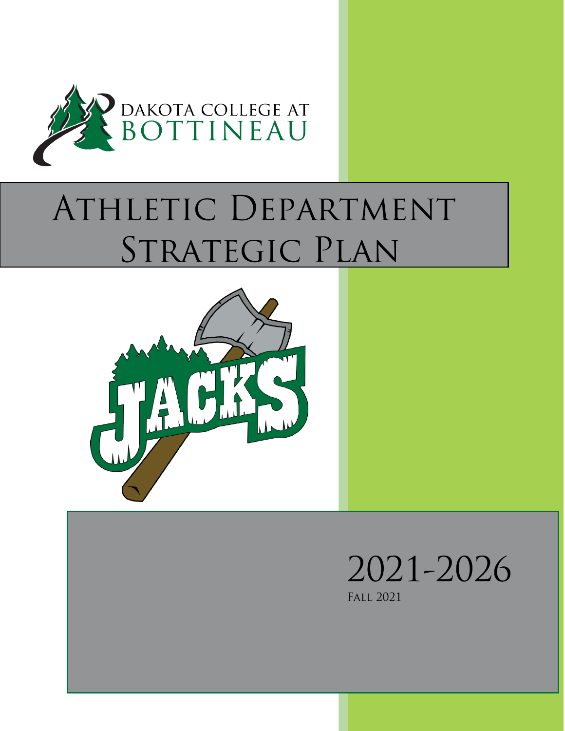DAKOTA COLLEGE AT BOTTINEAU

# Athletic Department Strategic Plan

2021-2026

Fall 2021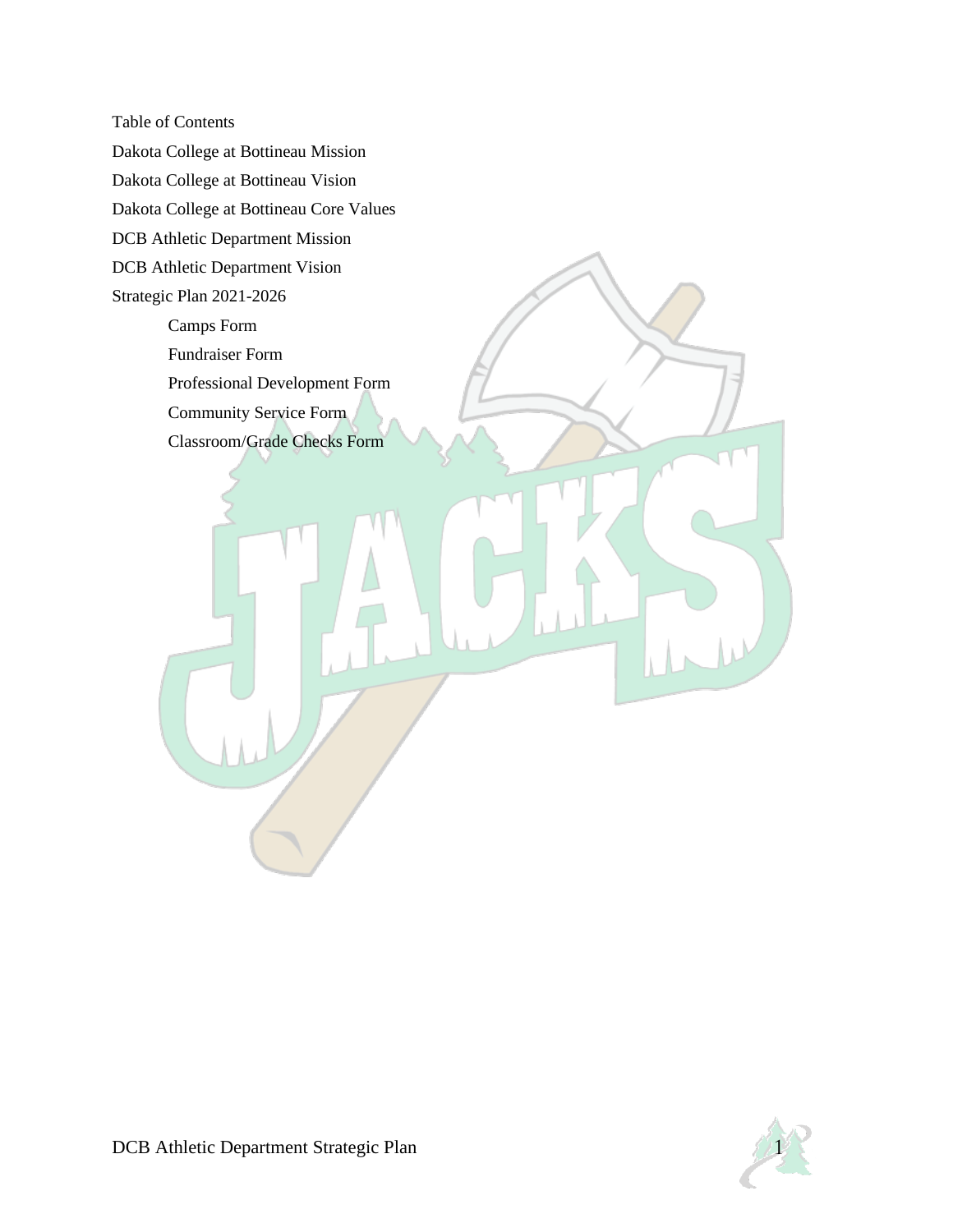Table of Contents

Dakota College at Bottineau Mission

Dakota College at Bottineau Vision

Dakota College at Bottineau Core Values

DCB Athletic Department Mission

DCB Athletic Department Vision

Strategic Plan 2021-2026

- Camps Form
- Fundraiser Form
- Professional Development Form
- Community Service Form
- Classroom/Grade Checks Form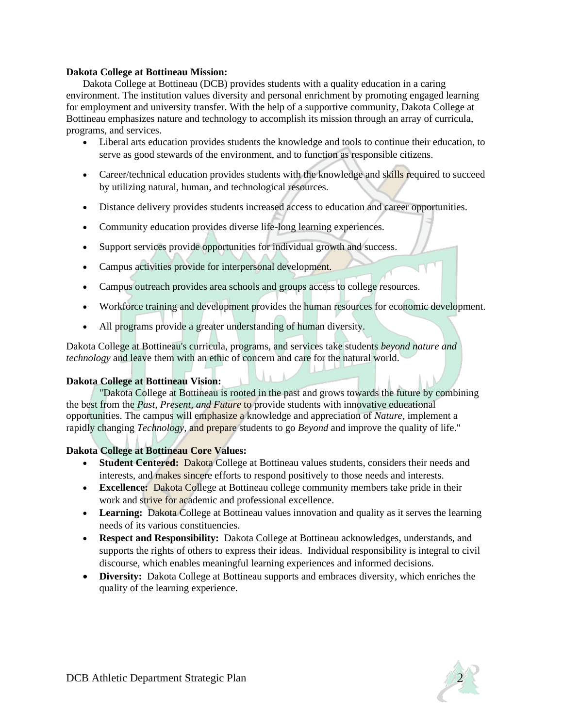**Dakota College at Bottineau Mission:**

Dakota College at Bottineau (DCB) provides students with a quality education in a caring environment. The institution values diversity and personal enrichment by promoting engaged learning for employment and university transfer. With the help of a supportive community, Dakota College at Bottineau emphasizes nature and technology to accomplish its mission through an array of curricula, programs, and services.

- Liberal arts education provides students the knowledge and tools to continue their education, to serve as good stewards of the environment, and to function as responsible citizens.
- Career/technical education provides students with the knowledge and skills required to succeed by utilizing natural, human, and technological resources.
- Distance delivery provides students increased access to education and career opportunities.
- Community education provides diverse life-long learning experiences.
- Support services provide opportunities for individual growth and success.
- Campus activities provide for interpersonal development.
- Campus outreach provides area schools and groups access to college resources.
- Workforce training and development provides the human resources for economic development.
- All programs provide a greater understanding of human diversity.

Dakota College at Bottineau's curricula, programs, and services take students *beyond nature and technology* and leave them with an ethic of concern and care for the natural world.

**Dakota College at Bottineau Vision:**

"Dakota College at Bottineau is rooted in the past and grows towards the future by combining the best from the *Past, Present, and Future* to provide students with innovative educational opportunities. The campus will emphasize a knowledge and appreciation of *Nature,* implement a rapidly changing *Technology,* and prepare students to go *Beyond* and improve the quality of life."

**Dakota College at Bottineau Core Values:**

- **Student Centered:** Dakota College at Bottineau values students, considers their needs and interests, and makes sincere efforts to respond positively to those needs and interests.
- **Excellence:** Dakota College at Bottineau college community members take pride in their work and strive for academic and professional excellence.
- **Learning:** Dakota College at Bottineau values innovation and quality as it serves the learning needs of its various constituencies.
- **Respect and Responsibility:** Dakota College at Bottineau acknowledges, understands, and supports the rights of others to express their ideas. Individual responsibility is integral to civil discourse, which enables meaningful learning experiences and informed decisions.
- **Diversity:** Dakota College at Bottineau supports and embraces diversity, which enriches the quality of the learning experience.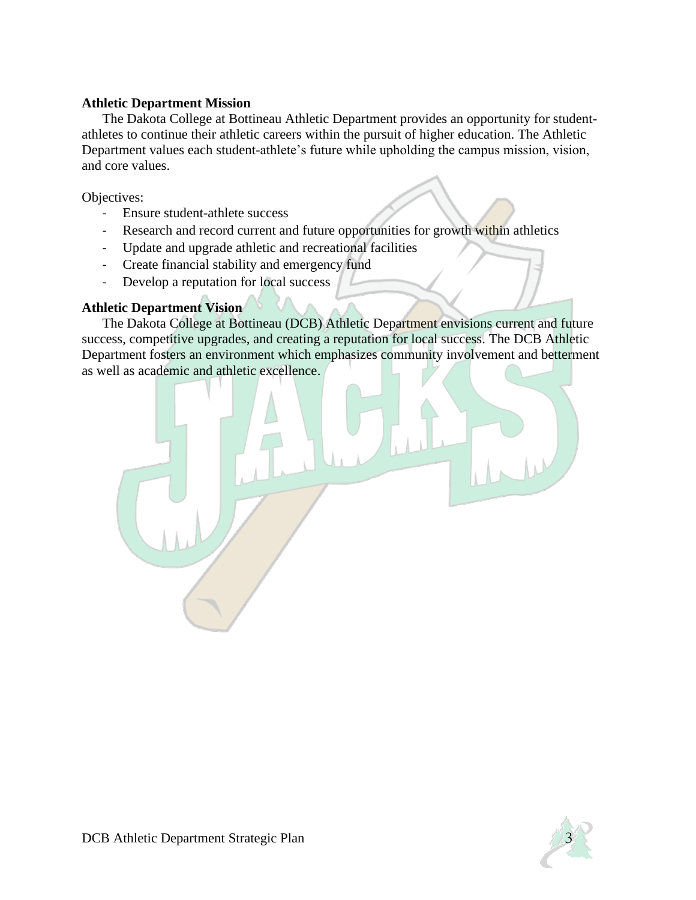**Athletic Department Mission**

The Dakota College at Bottineau Athletic Department provides an opportunity for student-athletes to continue their athletic careers within the pursuit of higher education. The Athletic Department values each student-athlete's future while upholding the campus mission, vision, and core values.

Objectives:

- Ensure student-athlete success
- Research and record current and future opportunities for growth within athletics
- Update and upgrade athletic and recreational facilities
- Create financial stability and emergency fund
- Develop a reputation for local success

**Athletic Department Vision**

The Dakota College at Bottineau (DCB) Athletic Department envisions current and future success, competitive upgrades, and creating a reputation for local success. The DCB Athletic Department fosters an environment which emphasizes community involvement and betterment as well as academic and athletic excellence.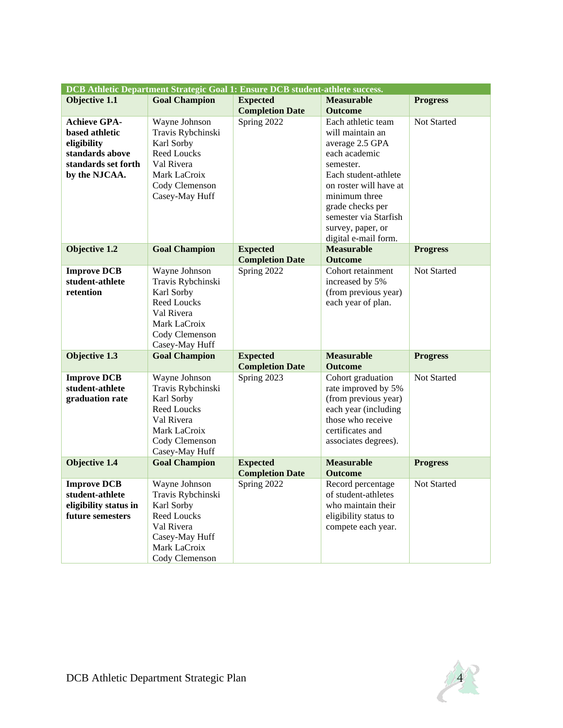| DCB Athletic Department Strategic Goal 1: Ensure DCB student-athlete success. | | | | |
|---|---|---|---|---|
| **Objective 1.1** | **Goal Champion** | **Expected Completion Date** | **Measurable Outcome** | **Progress** |
| **Achieve GPA-based athletic eligibility standards above standards set forth by the NJCAA.** | Wayne Johnson<br>Travis Rybchinski<br>Karl Sorby<br>Reed Loucks<br>Val Rivera<br>Mark LaCroix<br>Cody Clemenson<br>Casey-May Huff | Spring 2022 | Each athletic team will maintain an average 2.5 GPA each academic semester.<br>Each student-athlete on roster will have at minimum three grade checks per semester via Starfish survey, paper, or digital e-mail form. | Not Started |
| **Objective 1.2** | **Goal Champion** | **Expected Completion Date** | **Measurable Outcome** | **Progress** |
| **Improve DCB student-athlete retention** | Wayne Johnson<br>Travis Rybchinski<br>Karl Sorby<br>Reed Loucks<br>Val Rivera<br>Mark LaCroix<br>Cody Clemenson<br>Casey-May Huff | Spring 2022 | Cohort retainment increased by 5% (from previous year) each year of plan. | Not Started |
| **Objective 1.3** | **Goal Champion** | **Expected Completion Date** | **Measurable Outcome** | **Progress** |
| **Improve DCB student-athlete graduation rate** | Wayne Johnson<br>Travis Rybchinski<br>Karl Sorby<br>Reed Loucks<br>Val Rivera<br>Mark LaCroix<br>Cody Clemenson<br>Casey-May Huff | Spring 2023 | Cohort graduation rate improved by 5% (from previous year) each year (including those who receive certificates and associates degrees). | Not Started |
| **Objective 1.4** | **Goal Champion** | **Expected Completion Date** | **Measurable Outcome** | **Progress** |
| **Improve DCB student-athlete eligibility status in future semesters** | Wayne Johnson<br>Travis Rybchinski<br>Karl Sorby<br>Reed Loucks<br>Val Rivera<br>Casey-May Huff<br>Mark LaCroix<br>Cody Clemenson | Spring 2022 | Record percentage of student-athletes who maintain their eligibility status to compete each year. | Not Started |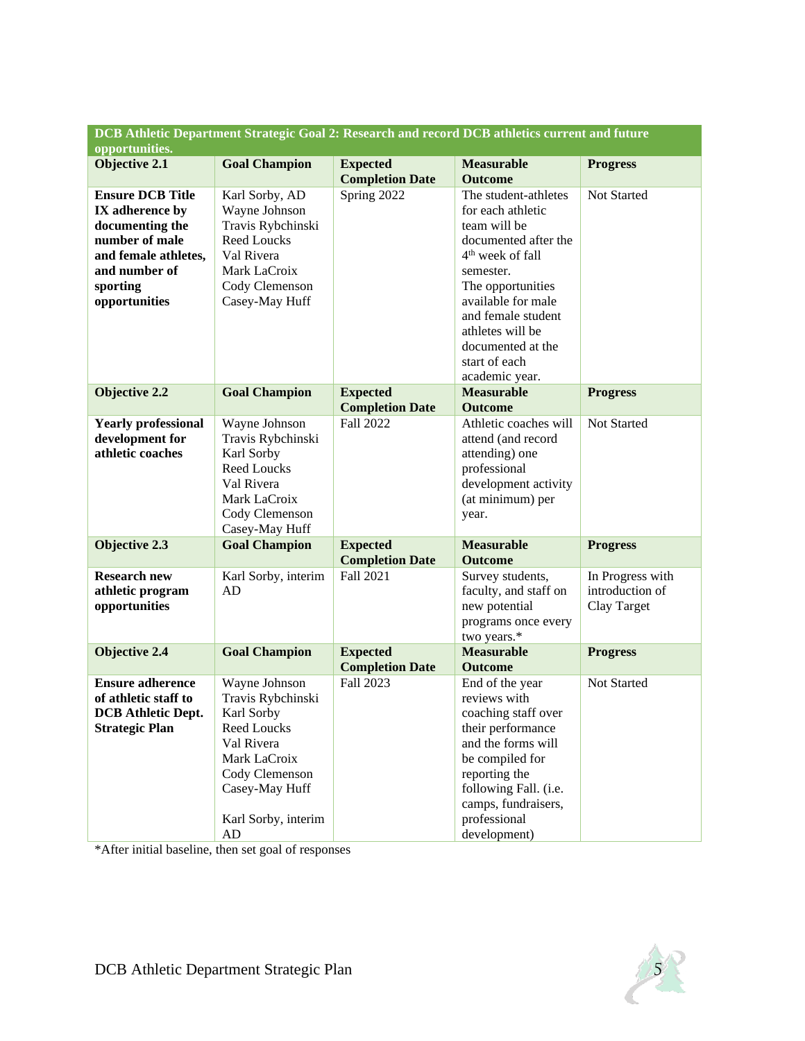| DCB Athletic Department Strategic Goal 2: Research and record DCB athletics current and future opportunities. | | | | |
|---|---|---|---|---|
| **Objective 2.1** | **Goal Champion** | **Expected Completion Date** | **Measurable Outcome** | **Progress** |
| **Ensure DCB Title IX adherence by documenting the number of male and female athletes, and number of sporting opportunities** | Karl Sorby, AD<br>Wayne Johnson<br>Travis Rybchinski<br>Reed Loucks<br>Val Rivera<br>Mark LaCroix<br>Cody Clemenson<br>Casey-May Huff | Spring 2022 | The student-athletes for each athletic team will be documented after the 4th week of fall semester.<br>The opportunities available for male and female student athletes will be documented at the start of each academic year. | Not Started |
| **Objective 2.2** | **Goal Champion** | **Expected Completion Date** | **Measurable Outcome** | **Progress** |
| **Yearly professional development for athletic coaches** | Wayne Johnson<br>Travis Rybchinski<br>Karl Sorby<br>Reed Loucks<br>Val Rivera<br>Mark LaCroix<br>Cody Clemenson<br>Casey-May Huff | Fall 2022 | Athletic coaches will attend (and record attending) one professional development activity (at minimum) per year. | Not Started |
| **Objective 2.3** | **Goal Champion** | **Expected Completion Date** | **Measurable Outcome** | **Progress** |
| **Research new athletic program opportunities** | Karl Sorby, interim AD | Fall 2021 | Survey students, faculty, and staff on new potential programs once every two years.* | In Progress with introduction of Clay Target |
| **Objective 2.4** | **Goal Champion** | **Expected Completion Date** | **Measurable Outcome** | **Progress** |
| **Ensure adherence of athletic staff to DCB Athletic Dept. Strategic Plan** | Wayne Johnson<br>Travis Rybchinski<br>Karl Sorby<br>Reed Loucks<br>Val Rivera<br>Mark LaCroix<br>Cody Clemenson<br>Casey-May Huff<br><br>Karl Sorby, interim AD | Fall 2023 | End of the year reviews with coaching staff over their performance and the forms will be compiled for reporting the following Fall. (i.e. camps, fundraisers, professional development) | Not Started |

*After initial baseline, then set goal of responses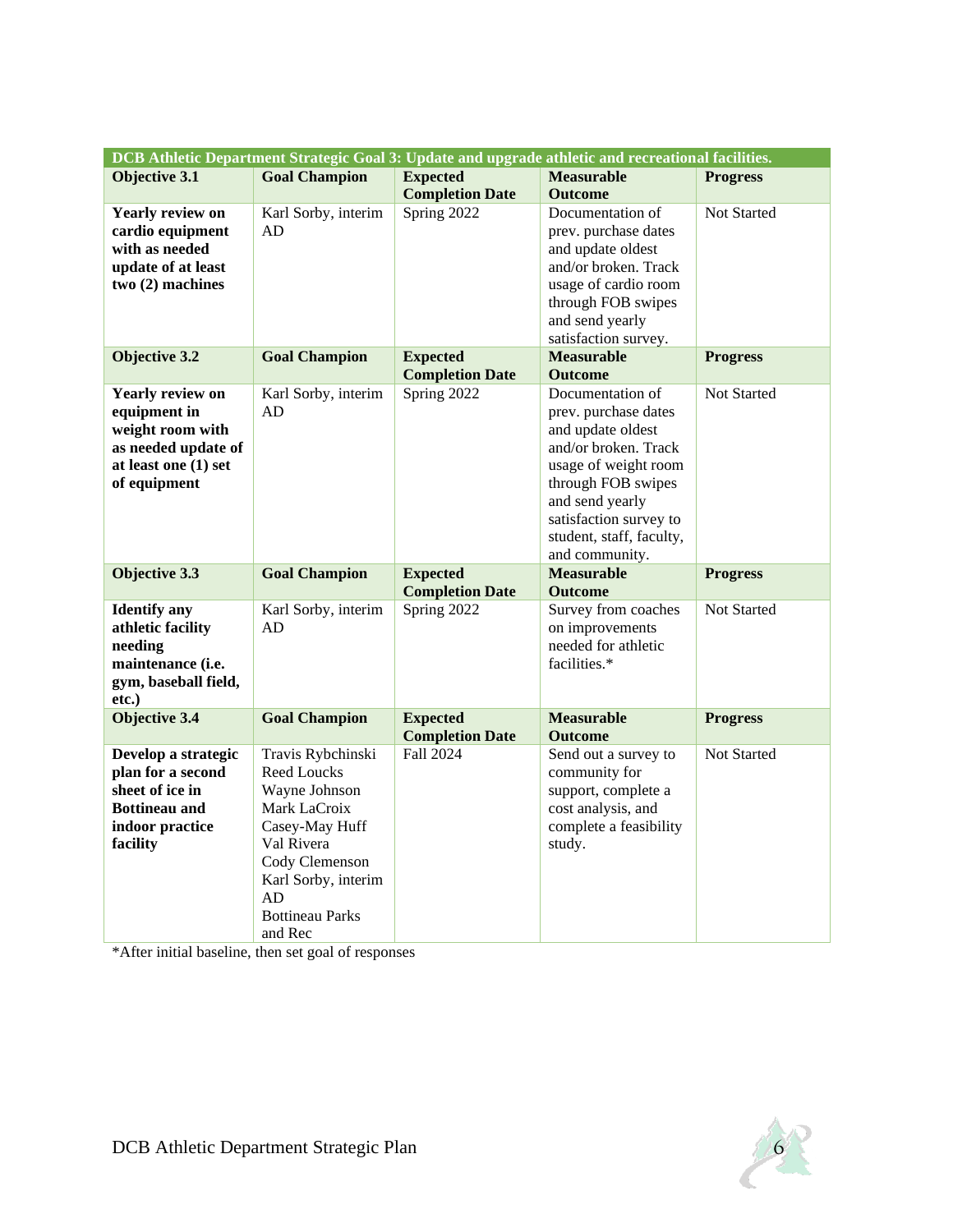| DCB Athletic Department Strategic Goal 3: Update and upgrade athletic and recreational facilities. | | | | |
|---|---|---|---|---|
| **Objective 3.1** | **Goal Champion** | **Expected Completion Date** | **Measurable Outcome** | **Progress** |
| **Yearly review on cardio equipment with as needed update of at least two (2) machines** | Karl Sorby, interim AD | Spring 2022 | Documentation of prev. purchase dates and update oldest and/or broken. Track usage of cardio room through FOB swipes and send yearly satisfaction survey. | Not Started |
| **Objective 3.2** | **Goal Champion** | **Expected Completion Date** | **Measurable Outcome** | **Progress** |
| **Yearly review on equipment in weight room with as needed update of at least one (1) set of equipment** | Karl Sorby, interim AD | Spring 2022 | Documentation of prev. purchase dates and update oldest and/or broken. Track usage of weight room through FOB swipes and send yearly satisfaction survey to student, staff, faculty, and community. | Not Started |
| **Objective 3.3** | **Goal Champion** | **Expected Completion Date** | **Measurable Outcome** | **Progress** |
| **Identify any athletic facility needing maintenance (i.e. gym, baseball field, etc.)** | Karl Sorby, interim AD | Spring 2022 | Survey from coaches on improvements needed for athletic facilities.* | Not Started |
| **Objective 3.4** | **Goal Champion** | **Expected Completion Date** | **Measurable Outcome** | **Progress** |
| **Develop a strategic plan for a second sheet of ice in Bottineau and indoor practice facility** | Travis Rybchinski<br>Reed Loucks<br>Wayne Johnson<br>Mark LaCroix<br>Casey-May Huff<br>Val Rivera<br>Cody Clemenson<br>Karl Sorby, interim AD<br>Bottineau Parks and Rec | Fall 2024 | Send out a survey to community for support, complete a cost analysis, and complete a feasibility study. | Not Started |

*After initial baseline, then set goal of responses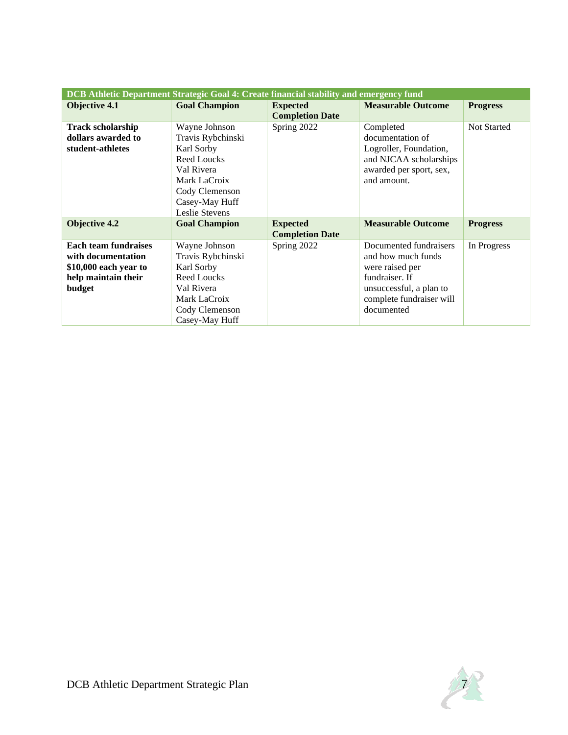| DCB Athletic Department Strategic Goal 4: Create financial stability and emergency fund | | | | |
|---|---|---|---|---|
| **Objective 4.1** | **Goal Champion** | **Expected Completion Date** | **Measurable Outcome** | **Progress** |
| **Track scholarship dollars awarded to student-athletes** | Wayne Johnson<br>Travis Rybchinski<br>Karl Sorby<br>Reed Loucks<br>Val Rivera<br>Mark LaCroix<br>Cody Clemenson<br>Casey-May Huff<br>Leslie Stevens | Spring 2022 | Completed documentation of Logroller, Foundation, and NJCAA scholarships awarded per sport, sex, and amount. | Not Started |
| **Objective 4.2** | **Goal Champion** | **Expected Completion Date** | **Measurable Outcome** | **Progress** |
| **Each team fundraises with documentation $10,000 each year to help maintain their budget** | Wayne Johnson<br>Travis Rybchinski<br>Karl Sorby<br>Reed Loucks<br>Val Rivera<br>Mark LaCroix<br>Cody Clemenson<br>Casey-May Huff | Spring 2022 | Documented fundraisers and how much funds were raised per fundraiser. If unsuccessful, a plan to complete fundraiser will documented | In Progress |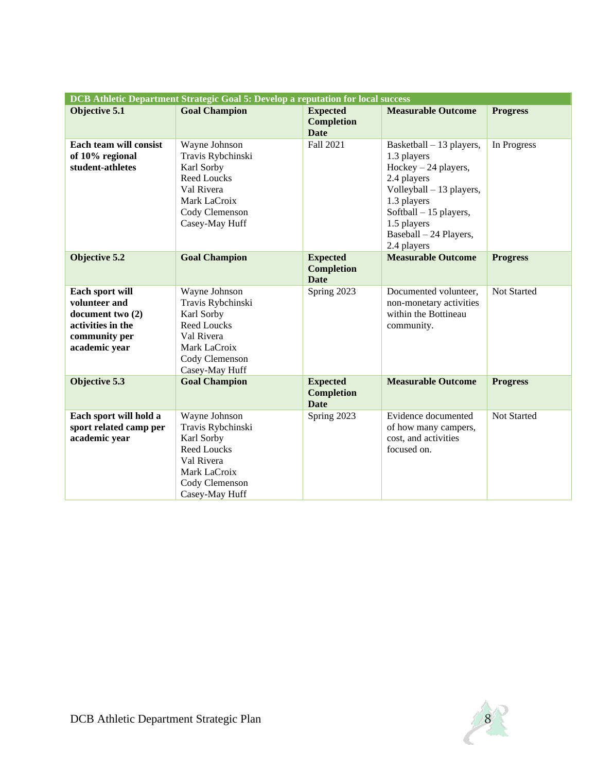| DCB Athletic Department Strategic Goal 5: Develop a reputation for local success | | | | |
|---|---|---|---|---|
| **Objective 5.1** | **Goal Champion** | **Expected Completion Date** | **Measurable Outcome** | **Progress** |
| **Each team will consist of 10% regional student-athletes** | Wayne Johnson<br>Travis Rybchinski<br>Karl Sorby<br>Reed Loucks<br>Val Rivera<br>Mark LaCroix<br>Cody Clemenson<br>Casey-May Huff | Fall 2021 | Basketball – 13 players, 1.3 players<br>Hockey – 24 players, 2.4 players<br>Volleyball – 13 players, 1.3 players<br>Softball – 15 players, 1.5 players<br>Baseball – 24 Players, 2.4 players | In Progress |
| **Objective 5.2** | **Goal Champion** | **Expected Completion Date** | **Measurable Outcome** | **Progress** |
| **Each sport will volunteer and document two (2) activities in the community per academic year** | Wayne Johnson<br>Travis Rybchinski<br>Karl Sorby<br>Reed Loucks<br>Val Rivera<br>Mark LaCroix<br>Cody Clemenson<br>Casey-May Huff | Spring 2023 | Documented volunteer, non-monetary activities within the Bottineau community. | Not Started |
| **Objective 5.3** | **Goal Champion** | **Expected Completion Date** | **Measurable Outcome** | **Progress** |
| **Each sport will hold a sport related camp per academic year** | Wayne Johnson<br>Travis Rybchinski<br>Karl Sorby<br>Reed Loucks<br>Val Rivera<br>Mark LaCroix<br>Cody Clemenson<br>Casey-May Huff | Spring 2023 | Evidence documented of how many campers, cost, and activities focused on. | Not Started |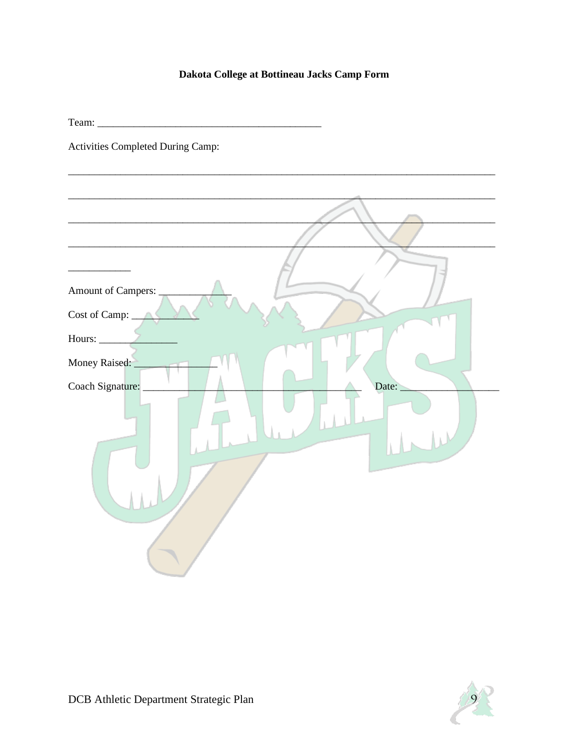**Dakota College at Bottineau Jacks Camp Form**

Team: ___________________________________________

Activities Completed During Camp:

_________________________________________________________________________________

_________________________________________________________________________________

_________________________________________________________________________________

_________________________________________________________________________________

____________

Amount of Campers: ______________

Cost of Camp: ____________

Hours: _______________

Money Raised: _______________

Coach Signature: ________________________________________ Date: __________________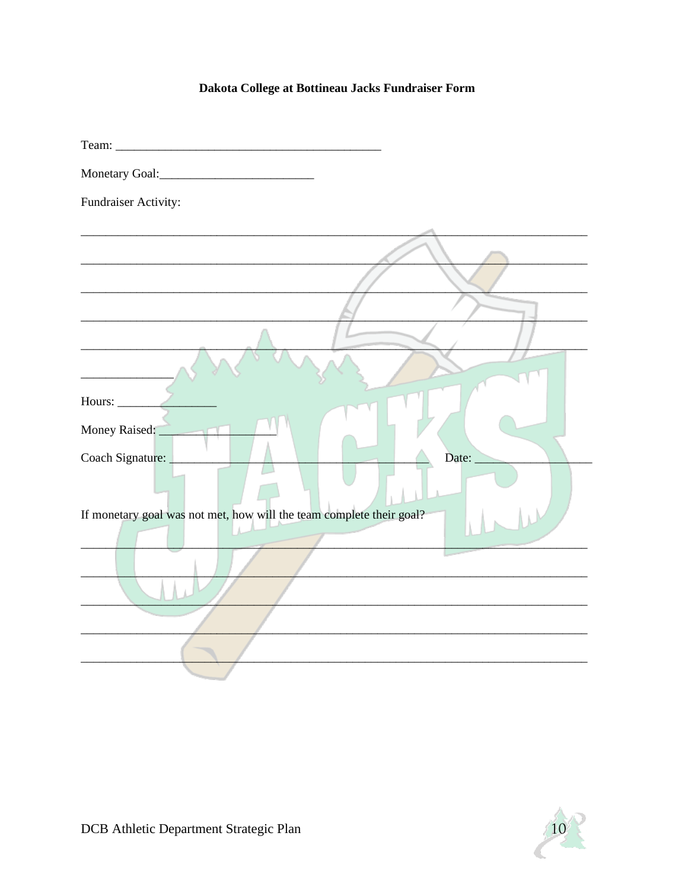**Dakota College at Bottineau Jacks Fundraiser Form**

Team: ___________________________________________

Monetary Goal:_________________________

Fundraiser Activity:

_________________________________________________________________________________

_________________________________________________________________________________

_________________________________________________________________________________

_________________________________________________________________________________

_________________________________________________________________________________

_______________

Hours: ________________

Money Raised: ________________

Coach Signature: ___________________________________________ Date: __________________

If monetary goal was not met, how will the team complete their goal?

_________________________________________________________________________________

_________________________________________________________________________________

_________________________________________________________________________________

_________________________________________________________________________________

_________________________________________________________________________________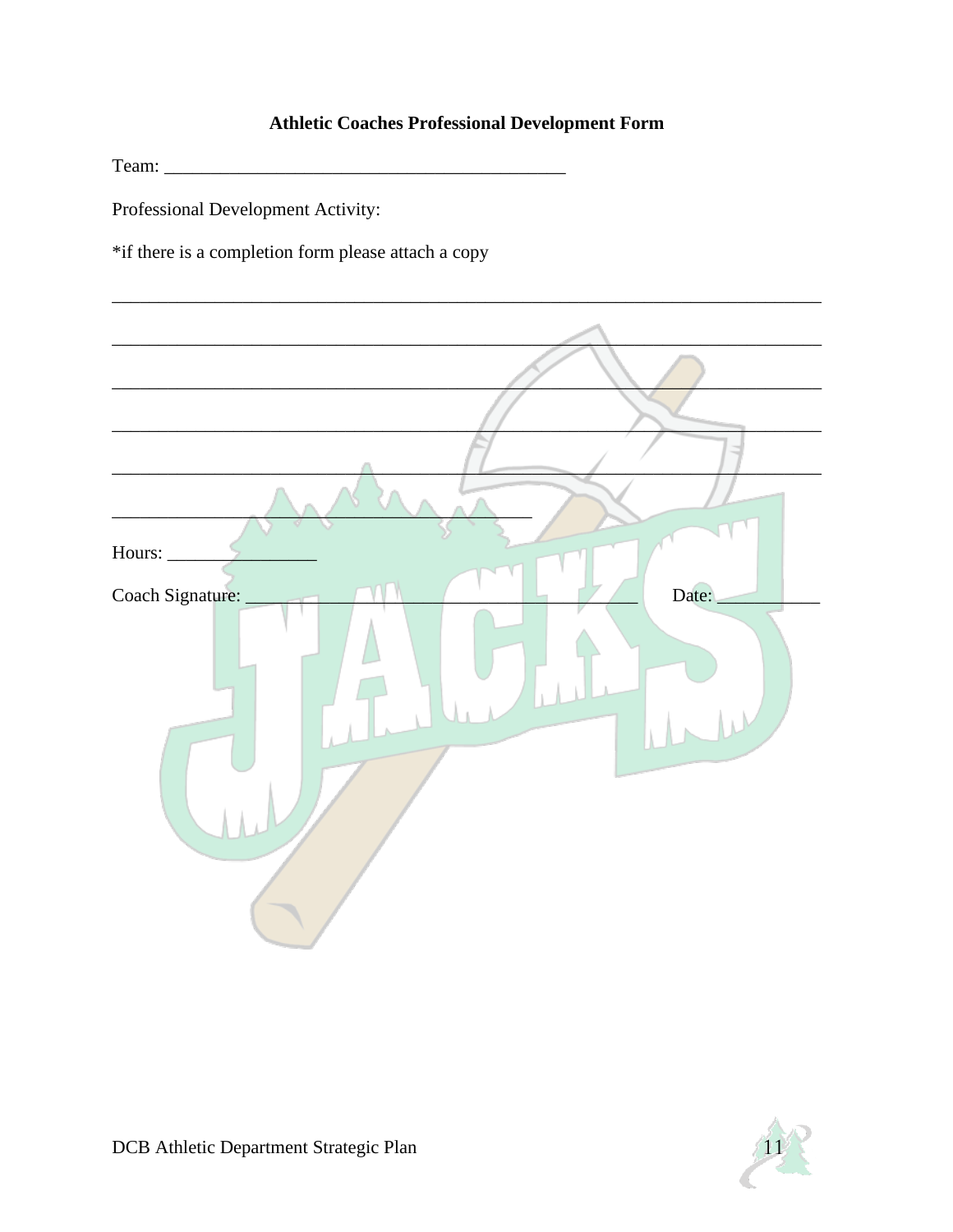**Athletic Coaches Professional Development Form**

Team: ____________________________________________

Professional Development Activity:

*if there is a completion form please attach a copy

______________________________________________________________________________

______________________________________________________________________________

______________________________________________________________________________

______________________________________________________________________________

______________________________________________________________________________

______________________________________________

Hours: ________________

Coach Signature: _____________________________________ Date: ___________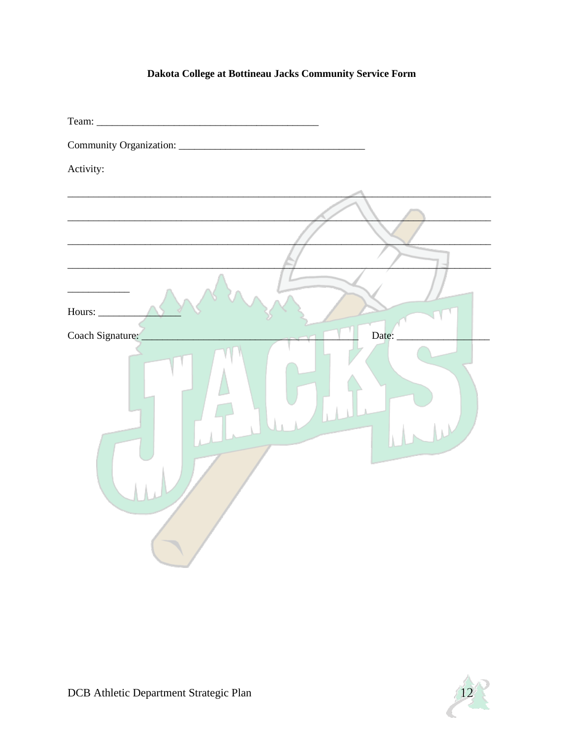**Dakota College at Bottineau Jacks Community Service Form**

Team: ____________________________________________

Community Organization: ____________________________________

Activity:

_____________________________________________________________________________________

_____________________________________________________________________________________

_____________________________________________________________________________________

_____________________________________________________________________________________

____________

Hours: _______________

Coach Signature: ____________________________________________ Date: _________________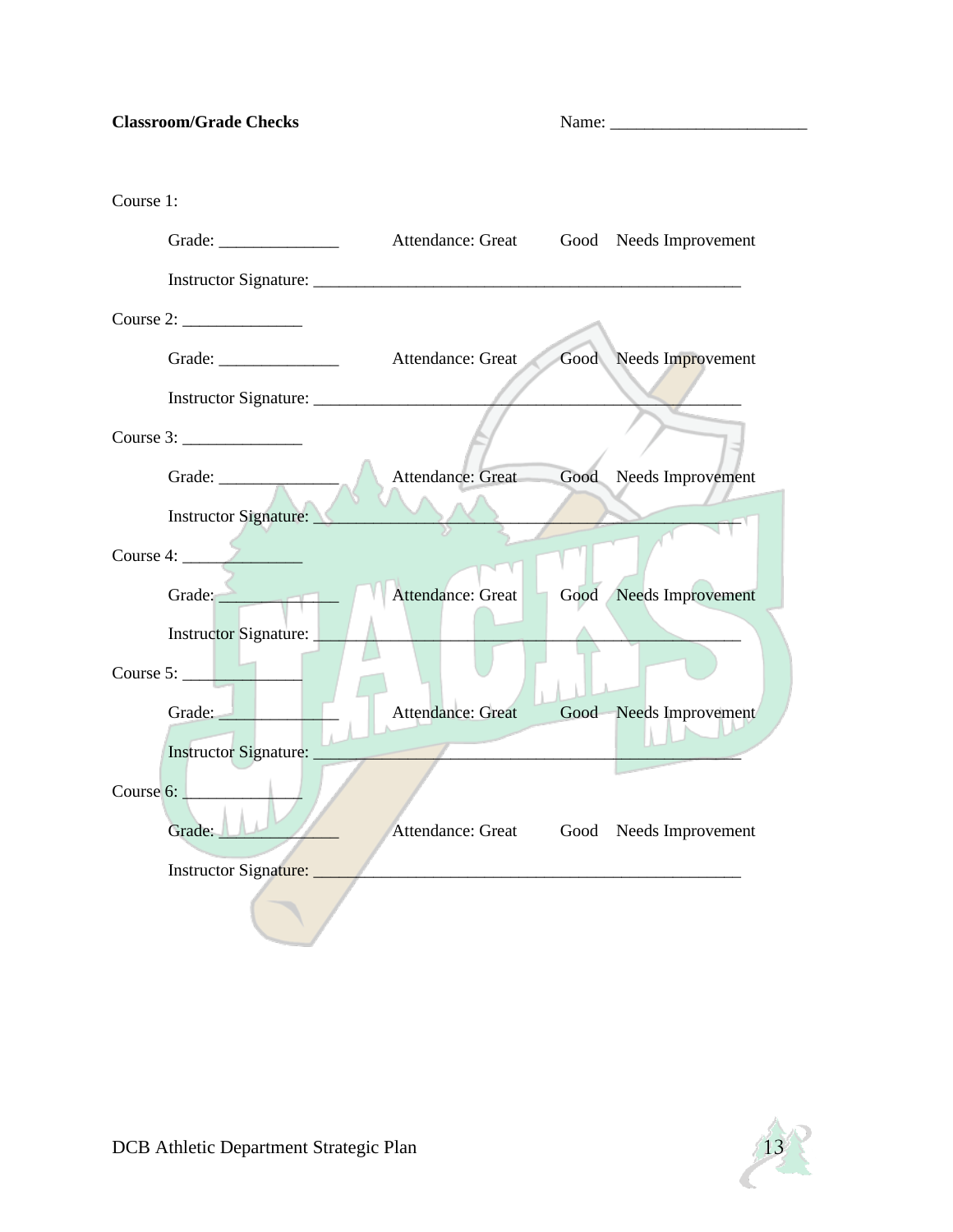**Classroom/Grade Checks** Name: _______________________

Course 1:

Grade: ______________ Attendance: Great Good Needs Improvement

Instructor Signature: ___________________________________________________

Course 2: ______________

Grade: ______________ Attendance: Great Good Needs Improvement

Instructor Signature: ___________________________________________________

Course 3: ______________

Grade: ______________ Attendance: Great Good Needs Improvement

Instructor Signature: ___________________________________________________

Course 4: ______________

Grade: ______________ Attendance: Great Good Needs Improvement

Instructor Signature: ___________________________________________________

Course 5: ______________

Grade: ______________ Attendance: Great Good Needs Improvement

Instructor Signature: ___________________________________________________

Course 6: ______________

Grade: ______________ Attendance: Great Good Needs Improvement

Instructor Signature: ___________________________________________________